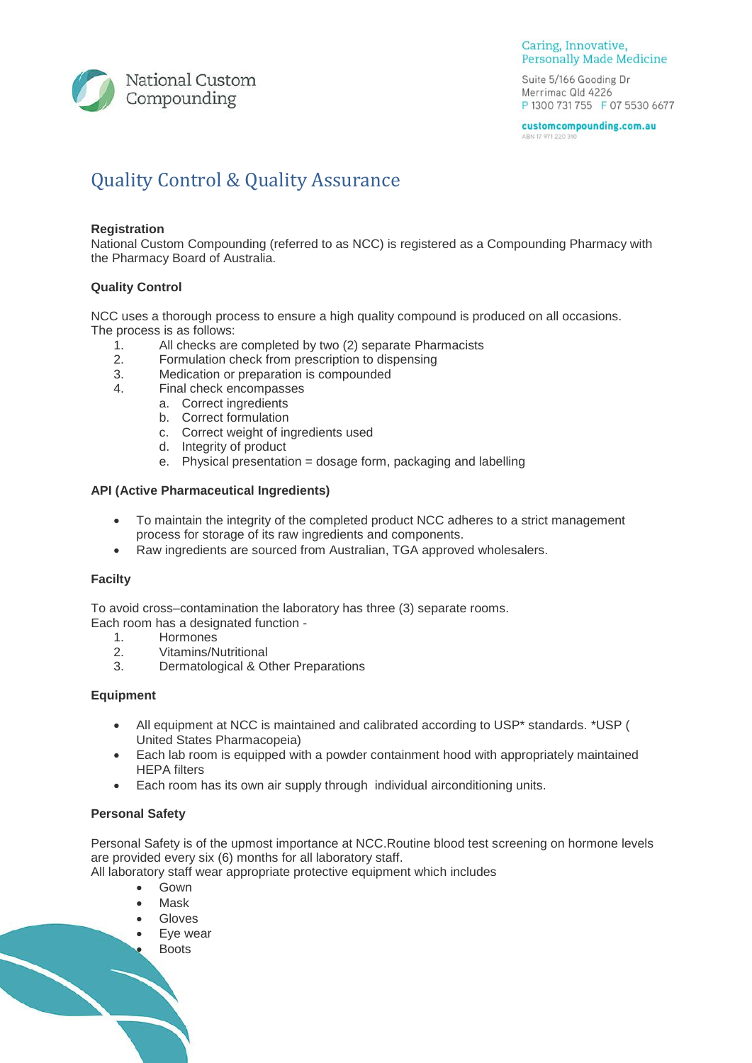National Custom Compounding

Caring, Innovative, Personally Made Medicine

Suite 5/166 Gooding Dr
Merrimac Qld 4226
P 1300 731 755 F 07 5530 6677

customcompounding.com.au
ABN 17 971 220 310

# Quality Control & Quality Assurance

**Registration**

National Custom Compounding (referred to as NCC) is registered as a Compounding Pharmacy with the Pharmacy Board of Australia.

**Quality Control**

NCC uses a thorough process to ensure a high quality compound is produced on all occasions. The process is as follows:

1. All checks are completed by two (2) separate Pharmacists
2. Formulation check from prescription to dispensing
3. Medication or preparation is compounded
4. Final check encompasses
   a. Correct ingredients
   b. Correct formulation
   c. Correct weight of ingredients used
   d. Integrity of product
   e. Physical presentation = dosage form, packaging and labelling

**API (Active Pharmaceutical Ingredients)**

- To maintain the integrity of the completed product NCC adheres to a strict management process for storage of its raw ingredients and components.
- Raw ingredients are sourced from Australian, TGA approved wholesalers.

**Facilty**

To avoid cross–contamination the laboratory has three (3) separate rooms.
Each room has a designated function -

1. Hormones
2. Vitamins/Nutritional
3. Dermatological & Other Preparations

**Equipment**

- All equipment at NCC is maintained and calibrated according to USP* standards. *USP ( United States Pharmacopeia)
- Each lab room is equipped with a powder containment hood with appropriately maintained HEPA filters
- Each room has its own air supply through individual airconditioning units.

**Personal Safety**

Personal Safety is of the upmost importance at NCC.Routine blood test screening on hormone levels are provided every six (6) months for all laboratory staff.
All laboratory staff wear appropriate protective equipment which includes

- Gown
- Mask
- Gloves
- Eye wear
- Boots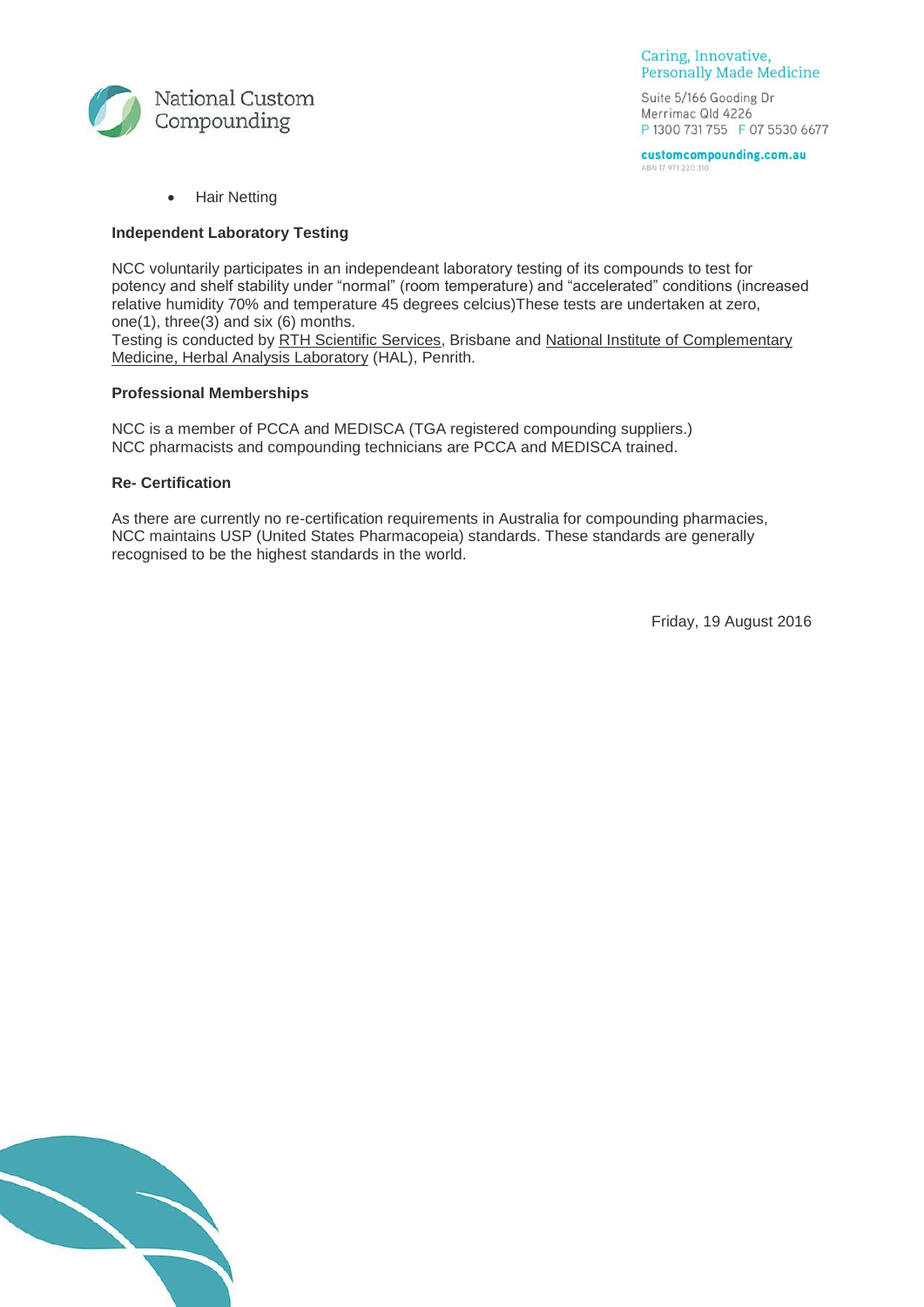- Hair Netting

**Independent Laboratory Testing**

NCC voluntarily participates in an independeant laboratory testing of its compounds to test for potency and shelf stability under "normal" (room temperature) and "accelerated" conditions (increased relative humidity 70% and temperature 45 degrees celcius)These tests are undertaken at zero, one(1), three(3) and six (6) months.
Testing is conducted by RTH Scientific Services, Brisbane and National Institute of Complementary Medicine, Herbal Analysis Laboratory (HAL), Penrith.

**Professional Memberships**

NCC is a member of PCCA and MEDISCA (TGA registered compounding suppliers.)
NCC pharmacists and compounding technicians are PCCA and MEDISCA trained.

**Re- Certification**

As there are currently no re-certification requirements in Australia for compounding pharmacies, NCC maintains USP (United States Pharmacopeia) standards. These standards are generally recognised to be the highest standards in the world.

Friday, 19 August 2016